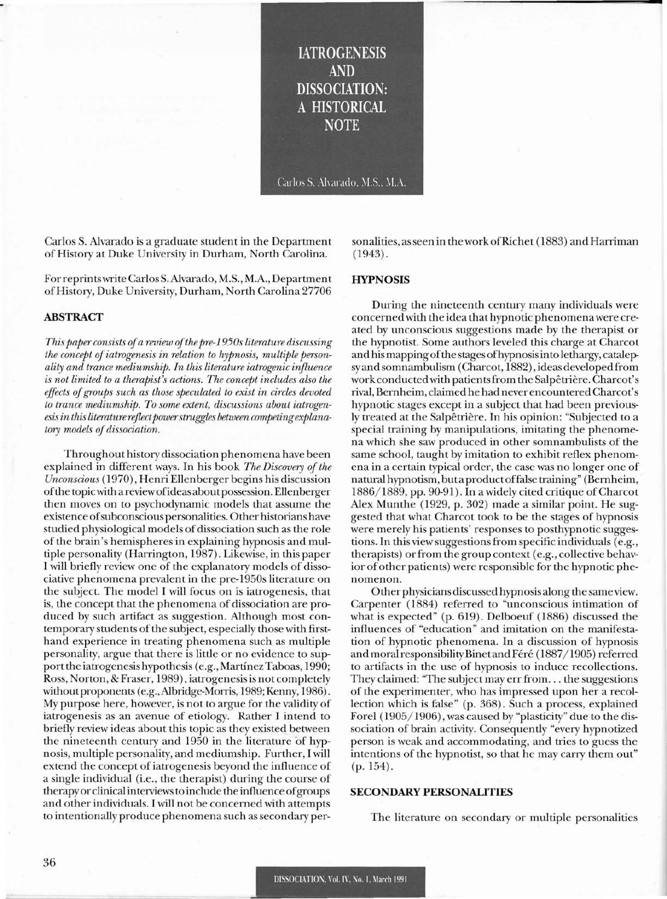# IATROGENESIS AND DISSOCIATION: A HISTORICAL NOTE

Carlos S. Alvarado, M.S., M.A.

Carlos S. Alvarado is a graduate student in the Department of History at Duke University in Durham, North Carolina.

For reprints write Carlos S. Alvarado, M.S., M.A., Department of History, Duke University, Durham, North Carolina 27706

## ABSTRACT

*This paper consists of a review of the pre-1950s literature discussing the concept of iatrogenesis in relation to hypnosis, multiple personality and trance mediumship. In this literature iatrogenic influence is not limited to a therapist's actions. The concept includes also the effects of groups such as those speculated to exist in circles devoted to trance mediumship. To some extent, discussions about iatrogenesis in this literature reflect power struggles between competing explanatory models of dissociation.*

Throughout history dissociation phenomena have been explained in different ways. In his book *The Discovery of the Unconscious* (1970), Henri Ellenberger begins his discussion of the topic with a review of ideas about possession. Ellenberger then moves on to psychodynamic models that assume the existence of subconscious personalities. Other historians have studied physiological models of dissociation such as the role of the brain's hemispheres in explaining hypnosis and multiple personality (Harrington, 1987). Likewise, in this paper I will briefly review one of the explanatory models of dissociative phenomena prevalent in the pre-1950s literature on the subject. The model I will focus on is iatrogenesis, that is, the concept that the phenomena of dissociation are produced by such artifact as suggestion. Although most contemporary students of the subject, especially those with first-hand experience in treating phenomena such as multiple personality, argue that there is little or no evidence to support the iatrogenesis hypothesis (e.g., Martínez Taboas, 1990; Ross, Norton, & Fraser, 1989), iatrogenesis is not completely without proponents (e.g., Albridge-Morris, 1989; Kenny, 1986). My purpose here, however, is not to argue for the validity of iatrogenesis as an avenue of etiology. Rather I intend to briefly review ideas about this topic as they existed between the nineteenth century and 1950 in the literature of hypnosis, multiple personality, and mediumship. Further, I will extend the concept of iatrogenesis beyond the influence of a single individual (i.e., the therapist) during the course of therapy or clinical interviews to include the influence of groups and other individuals. I will not be concerned with attempts to intentionally produce phenomena such as secondary personalities, as seen in the work of Richet (1883) and Harriman (1943).

## HYPNOSIS

During the nineteenth century many individuals were concerned with the idea that hypnotic phenomena were created by unconscious suggestions made by the therapist or the hypnotist. Some authors leveled this charge at Charcot and his mapping of the stages of hypnosis into lethargy, catalepsy and somnambulism (Charcot, 1882), ideas developed from work conducted with patients from the Salpêtrière. Charcot's rival, Bernheim, claimed he had never encountered Charcot's hypnotic stages except in a subject that had been previously treated at the Salpêtrière. In his opinion: "Subjected to a special training by manipulations, imitating the phenomena which she saw produced in other somnambulists of the same school, taught by imitation to exhibit reflex phenomena in a certain typical order, the case was no longer one of natural hypnotism, but a product of false training" (Bernheim, 1886/1889, pp. 90-91). In a widely cited critique of Charcot Alex Munthe (1929, p. 302) made a similar point. He suggested that what Charcot took to be the stages of hypnosis were merely his patients' responses to posthypnotic suggestions. In this view suggestions from specific individuals (e.g., therapists) or from the group context (e.g., collective behavior of other patients) were responsible for the hypnotic phenomenon.

Other physicians discussed hypnosis along the same view. Carpenter (1884) referred to "unconscious intimation of what is expected" (p. 619). Delboeuf (1886) discussed the influences of "education" and imitation on the manifestation of hypnotic phenomena. In a discussion of hypnosis and moral responsibility Binet and Féré (1887/1905) referred to artifacts in the use of hypnosis to induce recollections. They claimed: "The subject may err from... the suggestions of the experimenter, who has impressed upon her a recollection which is false" (p. 368). Such a process, explained Forel (1905/1906), was caused by "plasticity" due to the dissociation of brain activity. Consequently "every hypnotized person is weak and accommodating, and tries to guess the intentions of the hypnotist, so that he may carry them out" (p. 154).

## SECONDARY PERSONALITIES

The literature on secondary or multiple personalities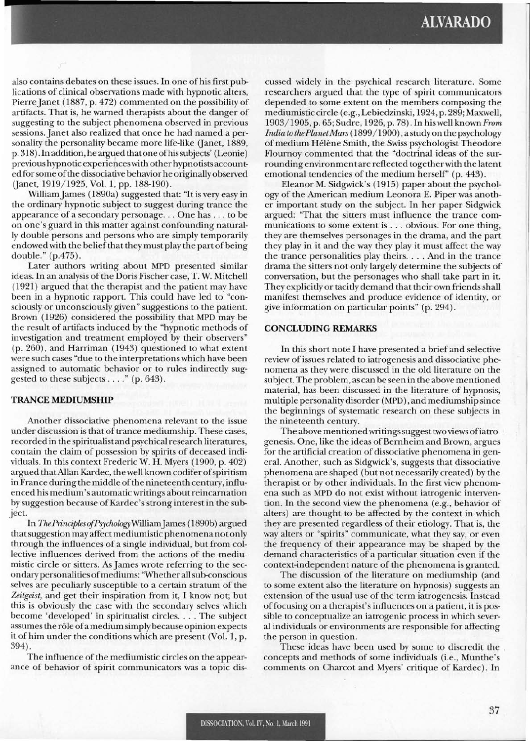also contains debates on these issues. In one of his first publications of clinical observations made with hypnotic alters, Pierre Janet (1887, p. 472) commented on the possibility of artifacts. That is, he warned therapists about the danger of suggesting to the subject phenomena observed in previous sessions. Janet also realized that once he had named a personality the personality became more life-like (Janet, 1889, p. 318). In addition, he argued that one of his subjects' (Leonie) previous hypnotic experiences with other hypnotists accounted for some of the dissociative behavior he originally observed (Janet, 1919/1925, Vol. 1, pp. 188-190).

William James (1890a) suggested that: "It is very easy in the ordinary hypnotic subject to suggest during trance the appearance of a secondary personage... One has . . . to be on one's guard in this matter against confounding naturally double persons and persons who are simply temporarily endowed with the belief that they must play the part of being double." (p.475).

Later authors writing about MPD presented similar ideas. In an analysis of the Doris Fischer case, T. W. Mitchell (1921) argued that the therapist and the patient may have been in a hypnotic rapport. This could have led to "consciously or unconsciously given" suggestions to the patient. Brown (1926) considered the possibility that MPD may be the result of artifacts induced by the "hypnotic methods of investigation and treatment employed by their observers" (p. 260), and Harriman (1943) questioned to what extent were such cases "due to the interpretations which have been assigned to automatic behavior or to rules indirectly suggested to these subjects . . . ." (p. 643).

## TRANCE MEDIUMSHIP

Another dissociative phenomena relevant to the issue under discussion is that of trance mediumship. These cases, recorded in the spiritualist and psychical research literatures, contain the claim of possession by spirits of deceased individuals. In this context Frederic W. H. Myers (1900, p. 402) argued that Allan Kardec, the well known codifer of spiritism in France during the middle of the nineteenth century, influenced his medium's automatic writings about reincarnation by suggestion because of Kardec's strong interest in the subject.

In *The Principles of Psychology* William James (1890b) argued that suggestion may affect mediumistic phenomena not only through the influences of a single individual, but from collective influences derived from the actions of the mediumistic circle or sitters. As James wrote referring to the secondary personalities of mediums: "Whether all sub-conscious selves are peculiarly susceptible to a certain stratum of the *Zeitgeist*, and get their inspiration from it, I know not; but this is obviously the case with the secondary selves which become 'developed' in spiritualist circles. . . . The subject assumes the rôle of a medium simply because opinion expects it of him under the conditions which are present (Vol. 1, p. 394).

The influence of the mediumistic circles on the appearance of behavior of spirit communicators was a topic discussed widely in the psychical research literature. Some researchers argued that the type of spirit communicators depended to some extent on the members composing the mediumistic circle (e.g., Lebiedzinski, 1924, p. 289; Maxwell, 1903/1905, p. 65; Sudre, 1926, p. 78). In his well known *From India to the Planet Mars* (1899/1900), a study on the psychology of medium Hélène Smith, the Swiss psychologist Theodore Flournoy commented that the "doctrinal ideas of the surrounding environment are reflected together with the latent emotional tendencies of the medium herself" (p. 443).

Eleanor M. Sidgwick's (1915) paper about the psychology of the American medium Leonora E. Piper was another important study on the subject. In her paper Sidgwick argued: "That the sitters must influence the trance communications to some extent is . . . obvious. For one thing, they are themselves personages in the drama, and the part they play in it and the way they play it must affect the way the trance personalities play theirs. . . . And in the trance drama the sitters not only largely determine the subjects of conversation, but the personages who shall take part in it. They explicitly or tacitly demand that their own friends shall manifest themselves and produce evidence of identity, or give information on particular points" (p. 294).

## CONCLUDING REMARKS

In this short note I have presented a brief and selective review of issues related to iatrogenesis and dissociative phenomena as they were discussed in the old literature on the subject. The problem, as can be seen in the above mentioned material, has been discussed in the literature of hypnosis, multiple personality disorder (MPD), and mediumship since the beginnings of systematic research on these subjects in the nineteenth century.

The above mentioned writings suggest two views of iatrogenesis. One, like the ideas of Bernheim and Brown, argues for the artificial creation of dissociative phenomena in general. Another, such as Sidgwick's, suggests that dissociative phenomena are shaped (but not necessarily created) by the therapist or by other individuals. In the first view phenomena such as MPD do not exist without iatrogenic intervention. In the second view the phenomena (e.g., behavior of alters) are thought to be affected by the context in which they are presented regardless of their etiology. That is, the way alters or "spirits" communicate, what they say, or even the frequency of their appearance may be shaped by the demand characteristics of a particular situation even if the context-independent nature of the phenomena is granted.

The discussion of the literature on mediumship (and to some extent also the literature on hypnosis) suggests an extension of the usual use of the term iatrogenesis. Instead of focusing on a therapist's influences on a patient, it is possible to conceptualize an iatrogenic process in which several individuals or environments are responsible for affecting the person in question.

These ideas have been used by some to discredit the concepts and methods of some individuals (i.e., Munthe's comments on Charcot and Myers' critique of Kardec). In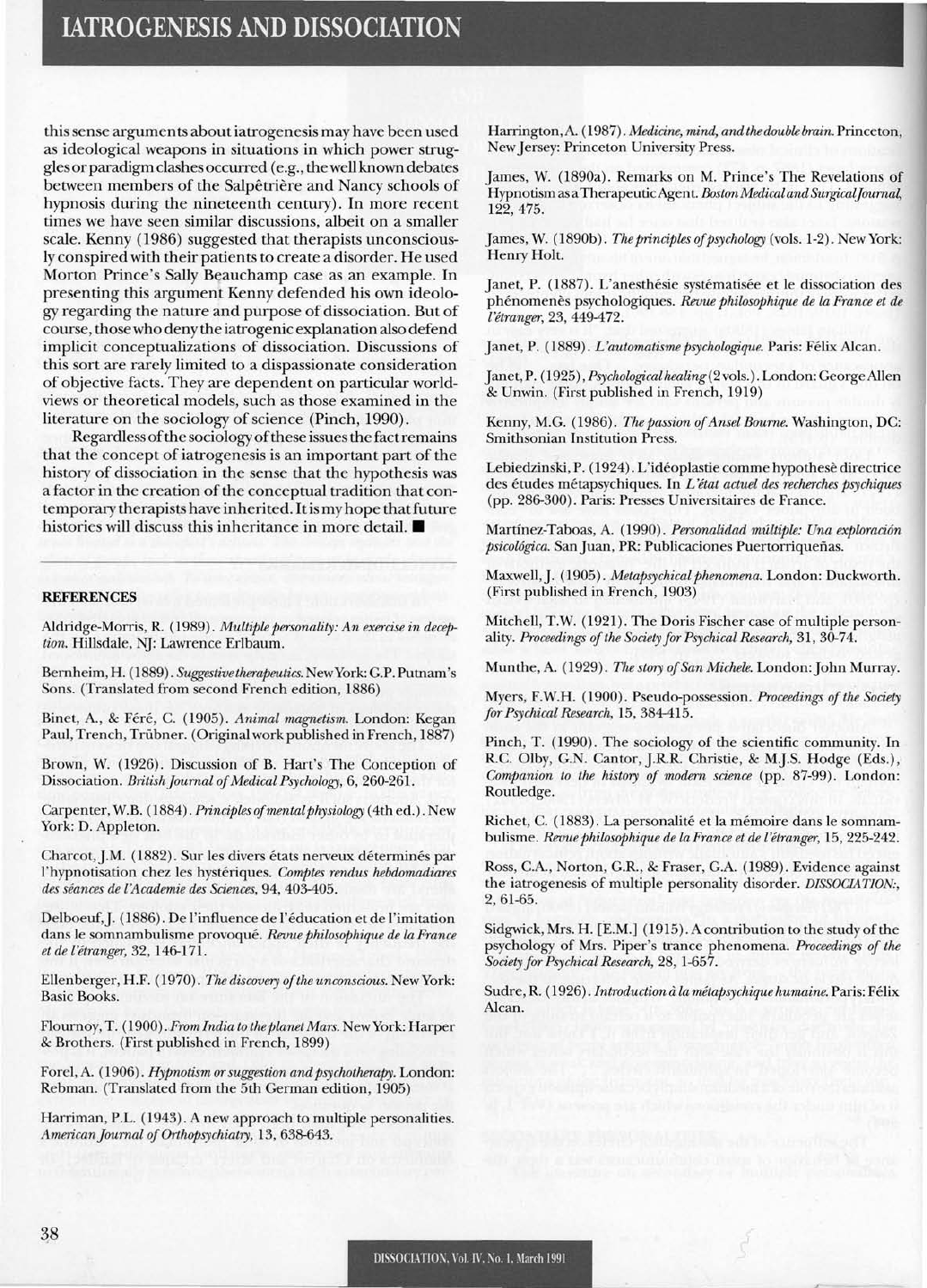this sense arguments about iatrogenesis may have been used as ideological weapons in situations in which power struggles or paradigm clashes occurred (e.g., the well known debates between members of the Salpêtrière and Nancy schools of hypnosis during the nineteenth century). In more recent times we have seen similar discussions, albeit on a smaller scale. Kenny (1986) suggested that therapists unconsciously conspired with their patients to create a disorder. He used Morton Prince's Sally Beauchamp case as an example. In presenting this argument Kenny defended his own ideology regarding the nature and purpose of dissociation. But of course, those who deny the iatrogenic explanation also defend implicit conceptualizations of dissociation. Discussions of this sort are rarely limited to a dispassionate consideration of objective facts. They are dependent on particular worldviews or theoretical models, such as those examined in the literature on the sociology of science (Pinch, 1990).

Regardless of the sociology of these issues the fact remains that the concept of iatrogenesis is an important part of the history of dissociation in the sense that the hypothesis was a factor in the creation of the conceptual tradition that contemporary therapists have inherited. It is my hope that future histories will discuss this inheritance in more detail. ■

## REFERENCES

Aldridge-Morris, R. (1989). *Multiple personality: An exercise in deception.* Hillsdale, NJ: Lawrence Erlbaum.

Bernheim, H. (1889). *Suggestive therapeutics.* New York: G.P. Putnam's Sons. (Translated from second French edition, 1886)

Binet, A., & Féré, C. (1905). *Animal magnetism.* London: Kegan Paul, Trench, Trübner. (Original work published in French, 1887)

Brown, W. (1926). Discussion of B. Hart's The Conception of Dissociation. *British Journal of Medical Psychology,* 6, 260-261.

Carpenter, W.B. (1884). *Principles of mental physiology* (4th ed.). New York: D. Appleton.

Charcot, J.M. (1882). Sur les divers états nerveux déterminés par l'hypnotisation chez les hystériques. *Comptes rendus hebdomadiares des séances de l'Academie des Sciences,* 94, 403-405.

Delboeuf, J. (1886). De l'influence de l'éducation et de l'imitation dans le somnambulisme provoqué. *Revue philosophique de la France et de l'étranger,* 32, 146-171.

Ellenberger, H.F. (1970). *The discovery of the unconscious.* New York: Basic Books.

Flournoy, T. (1900). *From India to the planet Mars.* New York: Harper & Brothers. (First published in French, 1899)

Forel, A. (1906). *Hypnotism or suggestion and psychotherapy.* London: Rebman. (Translated from the 5th German edition, 1905)

Harriman, P.L. (1943). A new approach to multiple personalities. *American Journal of Orthopsychiatry,* 13, 638-643.

Harrington, A. (1987). *Medicine, mind, and the double brain.* Princeton, New Jersey: Princeton University Press.

James, W. (1890a). Remarks on M. Prince's The Revelations of Hypnotism as a Therapeutic Agent. *Boston Medical and Surgical Journal,* 122, 475.

James, W. (1890b). *The principles of psychology* (vols. 1-2). New York: Henry Holt.

Janet, P. (1887). L'anesthésie systématisée et le dissociation des phénomenès psychologiques. *Revue philosophique de la France et de l'étranger,* 23, 449-472.

Janet, P. (1889). *L'automatisme psychologique.* Paris: Félix Alcan.

Janet, P. (1925), *Psychological healing* (2 vols.). London: George Allen & Unwin. (First published in French, 1919)

Kenny, M.G. (1986). *The passion of Ansel Bourne.* Washington, DC: Smithsonian Institution Press.

Lebiedzinski, P. (1924). L'idéoplastie comme hypothesè directrice des études métapsychiques. In *L'état actuel des recherches psychiques* (pp. 286-300). Paris: Presses Universitaires de France.

Martínez-Taboas, A. (1990). *Personalidad múltiple: Una exploración psicológica.* San Juan, PR: Publicaciones Puertorriqueñas.

Maxwell, J. (1905). *Metapsychical phenomena.* London: Duckworth. (First published in French, 1903)

Mitchell, T.W. (1921). The Doris Fischer case of multiple personality. *Proceedings of the Society for Psychical Research,* 31, 30-74.

Munthe, A. (1929). *The story of San Michele.* London: John Murray.

Myers, F.W.H. (1900). Pseudo-possession. *Proceedings of the Society for Psychical Research,* 15, 384-415.

Pinch, T. (1990). The sociology of the scientific community. In R.C. Olby, G.N. Cantor, J.R.R. Christie, & M.J.S. Hodge (Eds.), *Companion to the history of modern science* (pp. 87-99). London: Routledge.

Richet, C. (1883). La personalité et la mémoire dans le somnambulisme. *Revue philosophique de la France et de l'étranger,* 15, 225-242.

Ross, C.A., Norton, G.R., & Fraser, G.A. (1989). Evidence against the iatrogenesis of multiple personality disorder. *DISSOCIATION,* 2, 61-65.

Sidgwick, Mrs. H. [E.M.] (1915). A contribution to the study of the psychology of Mrs. Piper's trance phenomena. *Proceedings of the Society for Psychical Research,* 28, 1-657.

Sudre, R. (1926). *Introduction à la métapsychique humaine.* Paris: Félix Alcan.